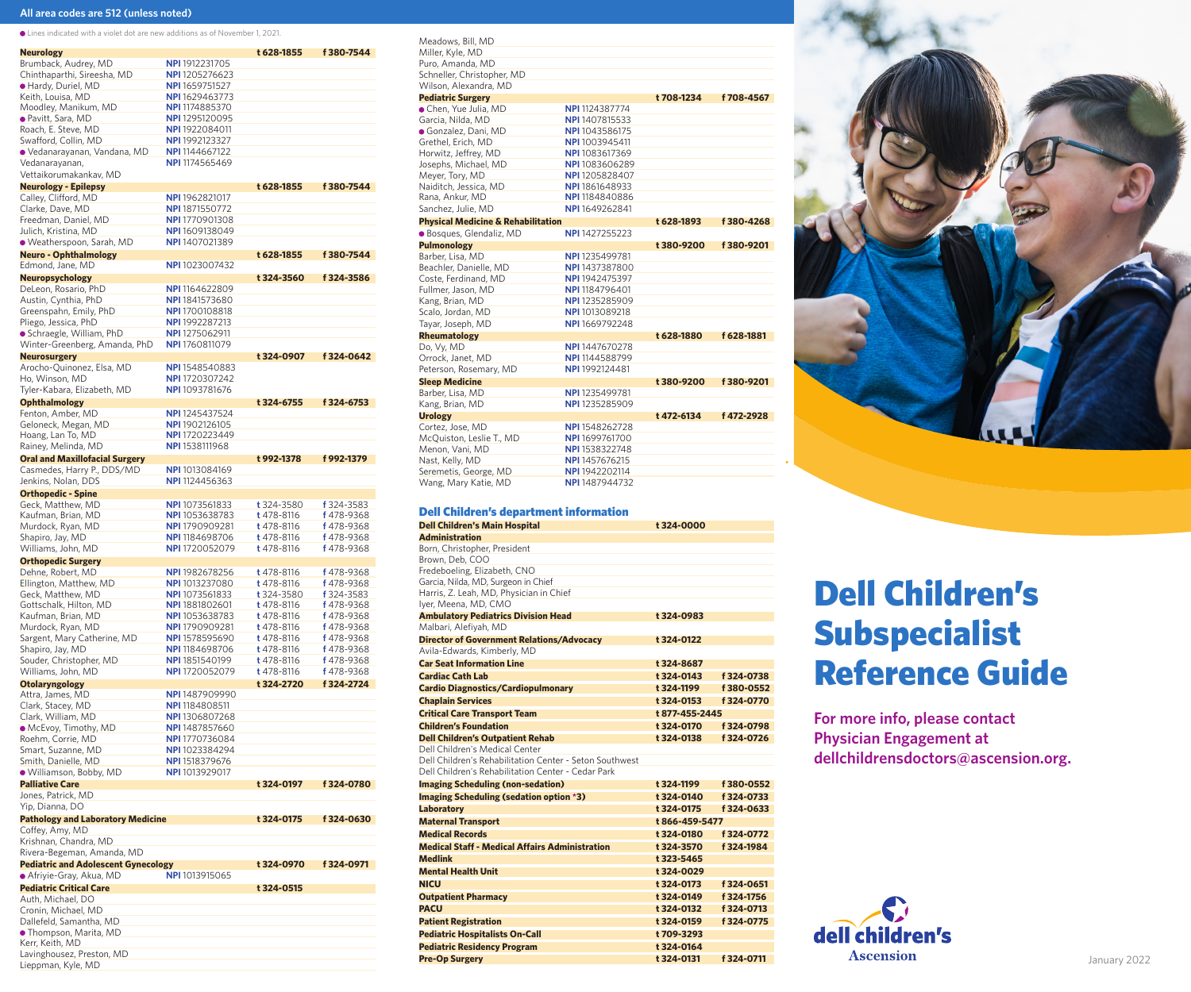All area codes are 512 (unless noted)

● Lines indicated with a violet dot are new additions as of November 1, 2021.

| Specialty / Provider | NPI | Phone | Fax |
|---|---|---|---|
| **Neurology** | | t 628-1855 | f 380-7544 |
| Brumback, Audrey, MD | NPI 1912231705 | | |
| Chinthaparthi, Sireesha, MD | NPI 1205276623 | | |
| ● Hardy, Duriel, MD | NPI 1659751527 | | |
| Keith, Louisa, MD | NPI 1629463773 | | |
| Moodley, Manikum, MD | NPI 1174885370 | | |
| ● Pavitt, Sara, MD | NPI 1295120095 | | |
| Roach, E. Steve, MD | NPI 1922084011 | | |
| Swafford, Collin, MD | NPI 1992123327 | | |
| ● Vedanarayanan, Vandana, MD | NPI 1144667122 | | |
| Vedanarayanan, Vettaikorumakankav, MD | NPI 1174565469 | | |
| **Neurology - Epilepsy** | | t 628-1855 | f 380-7544 |
| Calley, Clifford, MD | NPI 1962821017 | | |
| Clarke, Dave, MD | NPI 1871550772 | | |
| Freedman, Daniel, MD | NPI 1770901308 | | |
| Julich, Kristina, MD | NPI 1609138049 | | |
| ● Weatherspoon, Sarah, MD | NPI 1407021389 | | |
| **Neuro - Ophthalmology** | | t 628-1855 | f 380-7544 |
| Edmond, Jane, MD | NPI 1023007432 | | |
| **Neuropsychology** | | t 324-3560 | f 324-3586 |
| DeLeon, Rosario, PhD | NPI 1164622809 | | |
| Austin, Cynthia, PhD | NPI 1841573680 | | |
| Greenspahn, Emily, PhD | NPI 1700108818 | | |
| Pliego, Jessica, PhD | NPI 1992287213 | | |
| ● Schraegle, William, PhD | NPI 1275062911 | | |
| Winter-Greenberg, Amanda, PhD | NPI 1760811079 | | |
| **Neurosurgery** | | t 324-0907 | f 324-0642 |
| Arocho-Quinonez, Elsa, MD | NPI 1548540883 | | |
| Ho, Winson, MD | NPI 1720307242 | | |
| Tyler-Kabara, Elizabeth, MD | NPI 1093781676 | | |
| **Ophthalmology** | | t 324-6755 | f 324-6753 |
| Fenton, Amber, MD | NPI 1245437524 | | |
| Geloneck, Megan, MD | NPI 1902126105 | | |
| Hoang, Lan To, MD | NPI 1720223449 | | |
| Rainey, Melinda, MD | NPI 1538111968 | | |
| **Oral and Maxillofacial Surgery** | | t 992-1378 | f 992-1379 |
| Casmedes, Harry P., DDS/MD | NPI 1013084169 | | |
| Jenkins, Nolan, DDS | NPI 1124456363 | | |
| **Orthopedic - Spine** | | | |
| Geck, Matthew, MD | NPI 1073561833 | t 324-3580 | f 324-3583 |
| Kaufman, Brian, MD | NPI 1053638783 | t 478-8116 | f 478-9368 |
| Murdock, Ryan, MD | NPI 1790909281 | t 478-8116 | f 478-9368 |
| Shapiro, Jay, MD | NPI 1184698706 | t 478-8116 | f 478-9368 |
| Williams, John, MD | NPI 1720052079 | t 478-8116 | f 478-9368 |
| **Orthopedic Surgery** | | | |
| Dehne, Robert, MD | NPI 1982678256 | t 478-8116 | f 478-9368 |
| Ellington, Matthew, MD | NPI 1013237080 | t 478-8116 | f 478-9368 |
| Geck, Matthew, MD | NPI 1073561833 | t 324-3580 | f 324-3583 |
| Gottschalk, Hilton, MD | NPI 1881802601 | t 478-8116 | f 478-9368 |
| Kaufman, Brian, MD | NPI 1053638783 | t 478-8116 | f 478-9368 |
| Murdock, Ryan, MD | NPI 1790909281 | t 478-8116 | f 478-9368 |
| Sargent, Mary Catherine, MD | NPI 1578595690 | t 478-8116 | f 478-9368 |
| Shapiro, Jay, MD | NPI 1184698706 | t 478-8116 | f 478-9368 |
| Souder, Christopher, MD | NPI 1851540199 | t 478-8116 | f 478-9368 |
| Williams, John, MD | NPI 1720052079 | t 478-8116 | f 478-9368 |
| **Otolaryngology** | | t 324-2720 | f 324-2724 |
| Attra, James, MD | NPI 1487909990 | | |
| Clark, Stacey, MD | NPI 1184808511 | | |
| Clark, William, MD | NPI 1306807268 | | |
| ● McEvoy, Timothy, MD | NPI 1487857660 | | |
| Roehm, Corrie, MD | NPI 1770736084 | | |
| Smart, Suzanne, MD | NPI 1023384294 | | |
| Smith, Danielle, MD | NPI 1518379676 | | |
| ● Williamson, Bobby, MD | NPI 1013929017 | | |
| **Palliative Care** | | t 324-0197 | f 324-0780 |
| Jones, Patrick, MD | | | |
| Yip, Dianna, DO | | | |
| **Pathology and Laboratory Medicine** | | t 324-0175 | f 324-0630 |
| Coffey, Amy, MD | | | |
| Krishnan, Chandra, MD | | | |
| Rivera-Begeman, Amanda, MD | | | |
| **Pediatric and Adolescent Gynecology** | | t 324-0970 | f 324-0971 |
| ● Afriyie-Gray, Akua, MD | NPI 1013915065 | | |
| **Pediatric Critical Care** | | t 324-0515 | |
| Auth, Michael, DO | | | |
| Cronin, Michael, MD | | | |
| Dallefeld, Samantha, MD | | | |
| ● Thompson, Marita, MD | | | |
| Kerr, Keith, MD | | | |
| Lavinghousez, Preston, MD | | | |
| Lieppman, Kyle, MD | | | |
| Meadows, Bill, MD | | | |
| Miller, Kyle, MD | | | |
| Puro, Amanda, MD | | | |
| Schneller, Christopher, MD | | | |
| Wilson, Alexandra, MD | | | |
| **Pediatric Surgery** | | t 708-1234 | f 708-4567 |
| ● Chen, Yue Julia, MD | NPI 1124387774 | | |
| Garcia, Nilda, MD | NPI 1407815533 | | |
| ● Gonzalez, Dani, MD | NPI 1043586175 | | |
| Grethel, Erich, MD | NPI 1003945411 | | |
| Horwitz, Jeffrey, MD | NPI 1083617369 | | |
| Josephs, Michael, MD | NPI 1083606289 | | |
| Meyer, Tory, MD | NPI 1205828407 | | |
| Naiditch, Jessica, MD | NPI 1861648933 | | |
| Rana, Ankur, MD | NPI 1184840886 | | |
| Sanchez, Julie, MD | NPI 1649262841 | | |
| **Physical Medicine & Rehabilitation** | | t 628-1893 | f 380-4268 |
| ● Bosques, Glendaliz, MD | NPI 1427255223 | | |
| **Pulmonology** | | t 380-9200 | f 380-9201 |
| Barber, Lisa, MD | NPI 1235499781 | | |
| Beachler, Danielle, MD | NPI 1437387800 | | |
| Coste, Ferdinand, MD | NPI 1942475397 | | |
| Fullmer, Jason, MD | NPI 1184796401 | | |
| Kang, Brian, MD | NPI 1235285909 | | |
| Scalo, Jordan, MD | NPI 1013089218 | | |
| Tayar, Joseph, MD | NPI 1669792248 | | |
| **Rheumatology** | | t 628-1880 | f 628-1881 |
| Do, Vy, MD | NPI 1447670278 | | |
| Orrock, Janet, MD | NPI 1144588799 | | |
| Peterson, Rosemary, MD | NPI 1992124481 | | |
| **Sleep Medicine** | | t 380-9200 | f 380-9201 |
| Barber, Lisa, MD | NPI 1235499781 | | |
| Kang, Brian, MD | NPI 1235285909 | | |
| **Urology** | | t 472-6134 | f 472-2928 |
| Cortez, Jose, MD | NPI 1548262728 | | |
| McQuiston, Leslie T., MD | NPI 1699761700 | | |
| Menon, Vani, MD | NPI 1538322748 | | |
| Nast, Kelly, MD | NPI 1457676215 | | |
| Seremetis, George, MD | NPI 1942202114 | | |
| Wang, Mary Katie, MD | NPI 1487944732 | | |

## Dell Children's department information

| Department | Phone | Fax |
|---|---|---|
| **Dell Children's Main Hospital** | t 324-0000 | |
| **Administration** | | |
| Born, Christopher, President | | |
| Brown, Deb, COO | | |
| Fredeboeling, Elizabeth, CNO | | |
| Garcia, Nilda, MD, Surgeon in Chief | | |
| Harris, Z. Leah, MD, Physician in Chief | | |
| Iyer, Meena, MD, CMO | | |
| **Ambulatory Pediatrics Division Head** | t 324-0983 | |
| Malbari, Alefiyah, MD | | |
| **Director of Government Relations/Advocacy** | t 324-0122 | |
| Avila-Edwards, Kimberly, MD | | |
| **Car Seat Information Line** | t 324-8687 | |
| **Cardiac Cath Lab** | t 324-0143 | f 324-0738 |
| **Cardio Diagnostics/Cardiopulmonary** | t 324-1199 | f 380-0552 |
| **Chaplain Services** | t 324-0153 | f 324-0770 |
| **Critical Care Transport Team** | t 877-455-2445 | |
| **Children's Foundation** | t 324-0170 | f 324-0798 |
| **Dell Children's Outpatient Rehab** | t 324-0138 | f 324-0726 |
| Dell Children's Medical Center | | |
| Dell Children's Rehabilitation Center - Seton Southwest | | |
| Dell Children's Rehabilitation Center - Cedar Park | | |
| **Imaging Scheduling (non-sedation)** | t 324-1199 | f 380-0552 |
| **Imaging Scheduling (sedation option *3)** | t 324-0140 | f 324-0733 |
| **Laboratory** | t 324-0175 | f 324-0633 |
| **Maternal Transport** | t 866-459-5477 | |
| **Medical Records** | t 324-0180 | f 324-0772 |
| **Medical Staff - Medical Affairs Administration** | t 324-3570 | f 324-1984 |
| **Medlink** | t 323-5465 | |
| **Mental Health Unit** | t 324-0029 | |
| **NICU** | t 324-0173 | f 324-0651 |
| **Outpatient Pharmacy** | t 324-0149 | f 324-1756 |
| **PACU** | t 324-0132 | f 324-0713 |
| **Patient Registration** | t 324-0159 | f 324-0775 |
| **Pediatric Hospitalists On-Call** | t 709-3293 | |
| **Pediatric Residency Program** | t 324-0164 | |
| **Pre-Op Surgery** | t 324-0131 | f 324-0711 |

# Dell Children's Subspecialist Reference Guide

**For more info, please contact Physician Engagement at dellchildrensdoctors@ascension.org.**

dell children's
Ascension

January 2022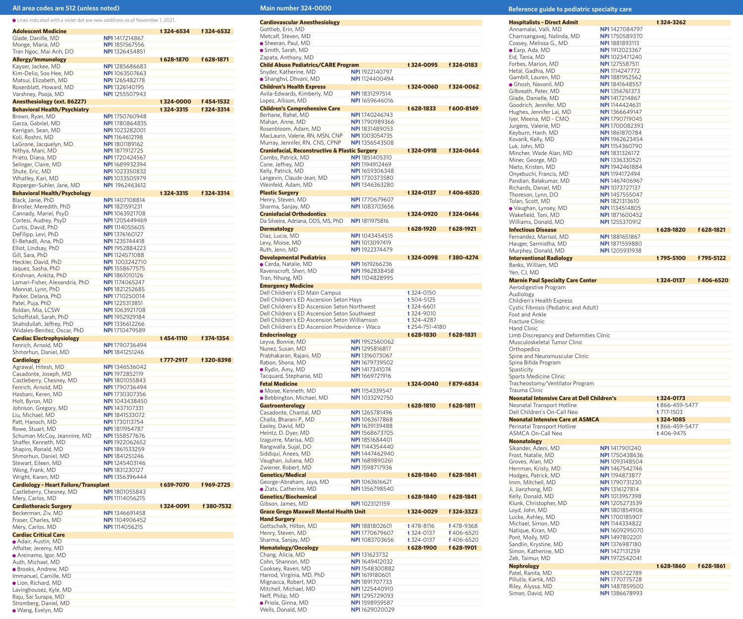All area codes are 512 (unless noted)

Main number 324-0000

Reference guide to pediatric specialty care

● Lines indicated with a violet dot are new additions as of November 1, 2021.

| | | | |
|---|---|---|---|
| **Adolescent Medicine** | | **t 324-6534** | **f 324-6532** |
| Glade, Danille, MD | NPI 1417214867 | | |
| Monge, Maria, MD | NPI 1851567556 | | |
| Tran Ngoc, Mai Anh, DO | NPI 1326454851 | | |
| **Allergy/Immunology** | | **t 628-1870** | **f 628-1871** |
| Kayser, Jackee, MD | NPI 1285686683 | | |
| Kim-Delio, Soo Hee, MD | NPI 1063507663 | | |
| Matsui, Elizabeth, MD | NPI 1265482178 | | |
| Rosenblatt, Howard, MD | NPI 1326140195 | | |
| Varshney, Pooja, MD | NPI 1255507943 | | |
| **Anesthesiology (ext. 86227)** | | **t 324-0000** | **f 454-1532** |
| **Behavioral Health/Psychiatry** | | **t 324-3315** | **f 324-3314** |
| Brown, Ryan, MD | NPI 1750760948 | | |
| Garza, Gabriel, MD | NPI 1780864835 | | |
| Kerrigan, Sean, MD | NPI 1023282001 | | |
| Koli, Roshni, MD | NPI 1164612198 | | |
| LaGrone, Jacquelyn, MD | NPI 1801189162 | | |
| Nithya, Mani, MD | NPI 1871912725 | | |
| Prieto, Diana, MD | NPI 1720424567 | | |
| Selinger, Claire, MD | NPI 1689932394 | | |
| Shute, Eric, MD | NPI 1023350832 | | |
| Whatley, Kari, MD | NPI 1033505979 | | |
| Ripperger-Suhler, Jane, MD | NPI 1962463612 | | |
| **Behavioral Health/Psychology** | | **t 324-3315** | **f 324-3314** |
| Black, Janie, PhD | NPI 1407108814 | | |
| Brinster, Meredith, PhD | NPI 1821591231 | | |
| Cannady, Mariel, PsyD | NPI 1063921708 | | |
| Cortesi, Audrey, PsyD | NPI 1205449469 | | |
| Curtis, David, PhD | NPI 1114055605 | | |
| DeFilipp, Levi, PhD | NPI 1376160127 | | |
| El-Behadli, Ana, PhD | NPI 1235744418 | | |
| Elliot, Lindsay, PhD | NPI 1952884223 | | |
| Gill, Sara, PhD | NPI 1124571088 | | |
| Heckler, David, PhD | NPI 1003242710 | | |
| Jaquez, Sasha, PhD | NPI 1558677575 | | |
| Krishnan, Ankita, PhD | NPI 1861010126 | | |
| Lamari-Fisher, Alexandria, PhD | NPI 1174065247 | | |
| Monnat, Lynn, PhD | NPI 1821252685 | | |
| Parker, Delana, PhD | NPI 1710250014 | | |
| Patel, Puja, PhD | NPI 1225313851 | | |
| Roldan, Mia, LCSW | NPI 1063921708 | | |
| Schoffstall, Sarah, PhD | NPI 1952929184 | | |
| Shahidullah, Jeffrey, PhD | NPI 1336612266 | | |
| Widales-Benitez, Oscar, PhD | NPI 1710479589 | | |
| **Cardiac Electrophysiology** | | **t 454-1110** | **f 374-1354** |
| Fenrich, Arnold, MD | NPI 1790736494 | | |
| Shmorhun, Daniel, MD | NPI 1841251246 | | |
| **Cardiology** | | **t 777-2917** | **f 320-8398** |
| Agrawal, Hitesh, MD | NPI 1346536042 | | |
| Casadonte, Joseph, MD | NPI 1972852119 | | |
| Castleberry, Chesney, MD | NPI 1801055843 | | |
| Fenrich, Arnold, MD | NPI 1790736494 | | |
| Hasbani, Keren, MD | NPI 1730307356 | | |
| Holt, Byron, MD | NPI 1043438450 | | |
| Johnson, Gregory, MD | NPI 1437107331 | | |
| Liu, Michael, MD | NPI 1841533072 | | |
| Patt, Hanoch, MD | NPI 1730113754 | | |
| Rowe, Stuart, MD | NPI 1811954787 | | |
| Schuman McCoy, Jeannine, MD | NPI 1558577676 | | |
| Shaffer, Kenneth, MD | NPI 1922062652 | | |
| Shapiro, Ronald, MD | NPI 1861533259 | | |
| Shmorhun, Daniel, MD | NPI 1841251246 | | |
| Stewart, Eileen, MD | NPI 1245403146 | | |
| Wong, Frank, MD | NPI 1831230127 | | |
| Wright, Karen, MD | NPI 1356396444 | | |
| **Cardiology - Heart Failure/Transplant** | | **t 659-7070** | **f 969-2725** |
| Castleberry, Chesney, MD | NPI 1801055843 | | |
| Mery, Carlos, MD | NPI 11114056215 | | |
| **Cardiothoracic Surgery** | | **t 324-0091** | **f 380-7532** |
| Beckerman, Ziv, MD | NPI 1346691458 | | |
| Fraser, Charles, MD | NPI 1104906452 | | |
| Mery, Carlos, MD | NPI 1114056215 | | |
| **Cardiac Critical Care** | | | |
| ● Adair, Austin, MD | | | |
| Affolter, Jeremy, MD | | | |
| ● Areinamo, Igor, MD | | | |
| Auth, Michael, MD | | | |
| ● Brooks, Andrew, MD | | | |
| Immanuel, Camille, MD | | | |
| ● Lion, Richard, MD | | | |
| Lavinghousez, Kyle, MD | | | |
| Raju, Sai Surapa, MD | | | |
| Stromberg, Daniel, MD | | | |
| ● Wang, Evelyn, MD | | | |
| **Cardiovascular Anesthesiology** | | | |
| Gottlieb, Erin, MD | | | |
| Metcalf, Steven, MD | | | |
| ● Sheeran, Paul, MD | | | |
| ● Smith, Sarah, MD | | | |
| Zapata, Anthony, MD | | | |
| **Child Abuse Pediatrics/CARE Program** | | **t 324-0095** | **f 324-0183** |
| Snyder, Katherine, MD | NPI 1922140797 | | |
| ● Shanghvi, Dhvani, MD | NPI 1124400494 | | |
| **Children's Health Express** | | **t 324-0060** | **f 324-0062** |
| Avila-Edwards, Kimberly, MD | NPI 1831297514 | | |
| Lopez, Allison, MD | NPI 1659646016 | | |
| **Children's Comprehensive Care** | | **t 628-1833** | **f 600-8149** |
| Berhane, Rahel, MD | NPI 1740246743 | | |
| Mahan, Anne, MD | NPI 1790989366 | | |
| Rosenbloom, Adam, MD | NPI 1831489053 | | |
| MacLaurin, Valerie, RN, MSN, CNP | NPI 1003054735 | | |
| Murray, Jennifer, RN, CNS, CPNP | NPI 1356543508 | | |
| **Craniofacial, Reconstructive & Plastic Surgery** | | **t 324-0918** | **f 324-0644** |
| Combs, Patrick, MD | NPI 1851405310 | | |
| Cone, Jeffrey, MD | NPI 1194912469 | | |
| Kelly, Patrick, MD | NPI 1659306348 | | |
| Langevin, Claude-Jean, MD | NPI 1730373580 | | |
| Weinfeld, Adam, MD | NPI 1346363280 | | |
| **Plastic Surgery** | | **t 324-0137** | **f 406-6520** |
| Henry, Steven, MD | NPI 1770679607 | | |
| Sharma, Sanjay, MD | NPI 1083703656 | | |
| **Craniofacial Orthodontics** | | **t 324-0920** | **f 324-0646** |
| Da Silveira, Adriana, DDS, MS, PhD | NPI 1811975816 | | |
| **Dermatology** | | **t 628-1920** | **f 628-1921** |
| Diaz, Lucia, MD | NPI 1043454515 | | |
| Levy, Moise, MD | NPI 1013097419 | | |
| Ruth, Jenn, MD | NPI 1922374479 | | |
| **Developmental Pediatrics** | | **t 324-0098** | **f 380-4274** |
| ● Cerda, Natalie, MD | NPI 1619266236 | | |
| Ravenscroft, Sheri, MD | NPI 1962838458 | | |
| Tran, Nhung, MD | NPI 1104828995 | | |
| **Emergency Medicine** | | | |
| Dell Children's ED Main Campus | | t 324-0150 | |
| Dell Children's ED Ascension Seton Hays | | t 504-5125 | |
| Dell Children's ED Ascension Seton Northwest | | t 324-6601 | |
| Dell Children's ED Ascension Seton Southwest | | t 324-9010 | |
| Dell Children's ED Ascension Seton Williamson | | t 324-4287 | |
| Dell Children's ED Ascension Providence - Waco | | t 254-751-4180 | |
| **Endocrinology** | | **t 628-1830** | **f 628-1831** |
| Leyva, Bonnie, MD | NPI 1952560062 | | |
| Nunez, Susan, MD | NPI 1295816817 | | |
| Prabhakaran, Rajani, MD | NPI 1316073067 | | |
| Rabon, Shona, MD | NPI 1679739502 | | |
| ● Rydin, Amy, MD | NPI 1417341074 | | |
| Tacquard, Stephanie, MD | NPI 1669721916 | | |
| **Fetal Medicine** | | **t 324-0040** | **f 879-6834** |
| ● Moise, Kenneth, MD | NPI 1154339547 | | |
| ● Bebbington, Michael, MD | NPI 1033292750 | | |
| **Gastroenterology** | | **t 628-1810** | **f 628-1811** |
| Casadonte, Chantal, MD | NPI 1265781496 | | |
| Challa, Bharani P., MD | NPI 1063617868 | | |
| Easley, David, MD | NPI 1639139488 | | |
| Heintz, D. Dyer, MD | NPI 1568673705 | | |
| Izaguirre, Marisa, MD | NPI 1851684401 | | |
| Rangwalla, Sujal, DO | NPI 1144354440 | | |
| Siddiqi, Anees, MD | NPI 1447462940 | | |
| Vaughan, Juliana, MD | NPI 1689890261 | | |
| Zwiener, Robert, MD | NPI 1598717936 | | |
| **Genetics/Medical** | | **t 628-1840** | **f 628-1841** |
| George-Abraham, Jaya, MD | NPI 1063616621 | | |
| ● Ziats, Catherine, MD | NPI 1356798540 | | |
| **Genetics/Biochemical** | | **t 628-1840** | **f 628-1841** |
| Gibson, James, MD | NPI 1023121159 | | |
| **Grace Grego Maxwell Mental Health Unit** | | **t 324-0029** | **f 324-3323** |
| **Hand Surgery** | | | |
| Gottschalk, Hilton, MD | NPI 1881802601 | t 478-8116 | f 478-9368 |
| Henry, Steven, MD | NPI 1770679607 | t 324-0137 | f 406-6520 |
| Sharma, Sanjay, MD | NPI 1083703656 | t 324-0137 | f 406-6520 |
| **Hematology/Oncology** | | **t 628-1900** | **f 628-1901** |
| Chang, Alicia, MD | NPI 131623732 | | |
| Cohn, Shannon, MD | NPI 1649412032 | | |
| Cooksey, Raven, MD | NPI 1548300882 | | |
| Harrod, Virginia, MD, PhD | NPI 1619180601 | | |
| Mignacca, Robert, MD | NPI 1891707733 | | |
| Mitchell, Michael, MD | NPI 1225440910 | | |
| Neff, Philip, MD | NPI 1295729093 | | |
| ● Priola, Ginna, MD | NPI 1598959587 | | |
| Wells, Donald, MD | NPI 1629020029 | | |
| **Hospitalists - Direct Admit** | | **t 324-3262** | |
| Annamalai, Valli, MD | NPI 1427084797 | | |
| Charnsangavej, Nalinda, MD | NPI 1750589370 | | |
| Cossey, Melissa G., MD | NPI 1881893113 | | |
| ● Earp, Ada, MD | NPI 1912023367 | | |
| Eid, Tania, MD | NPI 1023471240 | | |
| Forbes, Marion, MD | NPI 1275587511 | | |
| Hetal, Gadhia, MD | NPI 1114247772 | | |
| Gambill, Lauren, MD | NPI 1881952562 | | |
| ● Ghosh, Navonil, MD | NPI 1841648557 | | |
| Gilbreath, Peter, MD | NPI 1356761373 | | |
| Glade, Danielle, MD | NPI 1417214867 | | |
| Goodrich, Jennifer, MD | NPI 1144424631 | | |
| Hughes, Jennifer Lai, MD | NPI 1366649147 | | |
| Iyer, Meena, MD - CMO | NPI 1790719045 | | |
| Jurgens, Valerie, MD | NPI 1700082393 | | |
| Keyburn, Hanh, MD | NPI 1861870784 | | |
| Kovarik, Kelly, MD | NPI 1962623454 | | |
| Luk, John, MD | NPI 1154360790 | | |
| Mincher, Wade Alan, MD | NPI 1831326172 | | |
| Miner, George, MD | NPI 1336330521 | | |
| Nieto, Kristen, MD | NPI 1942461884 | | |
| Onyebuchi, Francis, MD | NPI 1194172494 | | |
| Pandian, Balakumar, MD | NPI 1467406967 | | |
| Richards, Daniel, MD | NPI 1073727137 | | |
| Thoreson, Lynn, DO | NPI 1457555047 | | |
| Tolan, Scott, MD | NPI 1821313610 | | |
| ● Vaughan, Lynsey, MD | NPI 1134514805 | | |
| Wakefield, Toni, MD | NPI 1871600452 | | |
| Williams, Donald, MD | NPI 1255370912 | | |
| **Infectious Disease** | | **t 628-1820** | **f 628-1821** |
| Fernandez, Marisol, MD | NPI 1881651867 | | |
| Hauger, Sarmistha, MD | NPI 1871559880 | | |
| Murphey, Donald, MD | NPI 1205931938 | | |
| **Interventional Radiology** | | **t 795-5100** | **f 795-5122** |
| Banks, William, MD | | | |
| Yen, CJ, MD | | | |
| **Marnie Paul Specialty Care Center** | | **t 324-0137** | **f 406-6520** |
| Aerodigestive Program | | | |
| Audiology | | | |
| Children's Health Express | | | |
| Cystic Fibrosis (Pediatric and Adult) | | | |
| Foot and Ankle | | | |
| Fracture Clinic | | | |
| Hand Clinic | | | |
| Limb Discrepancy and Deformities Clinic | | | |
| Musculoskeletal Tumor Clinic | | | |
| Orthopedics | | | |
| Spine and Neuromuscular Clinic | | | |
| Spina Bifida Program | | | |
| Spasticity | | | |
| Sports Medicine Clinic | | | |
| Tracheostomy/Ventilator Program | | | |
| Trauma Clinic | | | |
| **Neonatal Intensive Care at Dell Children's** | | **t 324-0173** | |
| Neonatal Transport Hotline | | t 866-459-5477 | |
| Dell Children's On-Call Neo | | t 717-1503 | |
| **Neonatal Intensive Care at ASMCA** | | **t 324-1085** | |
| Perinatal Transport Hotline | | t 866-459-5477 | |
| ASMCA On-Call Neo | | t 406-9475 | |
| **Neonatology** | | | |
| Sikander, Adeni, MD | NPI 1417901240 | | |
| Frost, Natalie, MD | NPI 1750438636 | | |
| Groves, Alan, MD | NPI 1093148504 | | |
| Herrman, Kristy, MD | NPI 1467542746 | | |
| Hodges, Patrick, MD | NPI 1194873877 | | |
| Imm, Mitchell, MD | NPI 1790731230 | | |
| Ji, Jianzhong, MD | NPI 1316127814 | | |
| Kelly, Donald, MD | NPI 1013957398 | | |
| Klunk, Christopher, MD | NPI 1205273539 | | |
| Loyd, John, MD | NPI 1801854906 | | |
| Lucke, Ashley, MD | NPI 1700185907 | | |
| Michael, Simon, MD | NPI 1144334822 | | |
| Natique, Kiran, MD | NPI 1609295070 | | |
| Pont, Molly, MD | NPI 1497802201 | | |
| Sandlin, Krystine, MD | NPI 1376987180 | | |
| Simon, Katherine, MD | NPI 1427131259 | | |
| Zeb, Taimur, MD | NPI 1972542041 | | |
| **Nephrology** | | **t 628-1860** | **f 628-1861** |
| Patel, Ranita, MD | NPI 1265722789 | | |
| Pillutla, Kartik, MD | NPI 1770775728 | | |
| Riley, Alyssa, MD | NPI 1487859500 | | |
| Simon, David, MD | NPI 1386678993 | | |